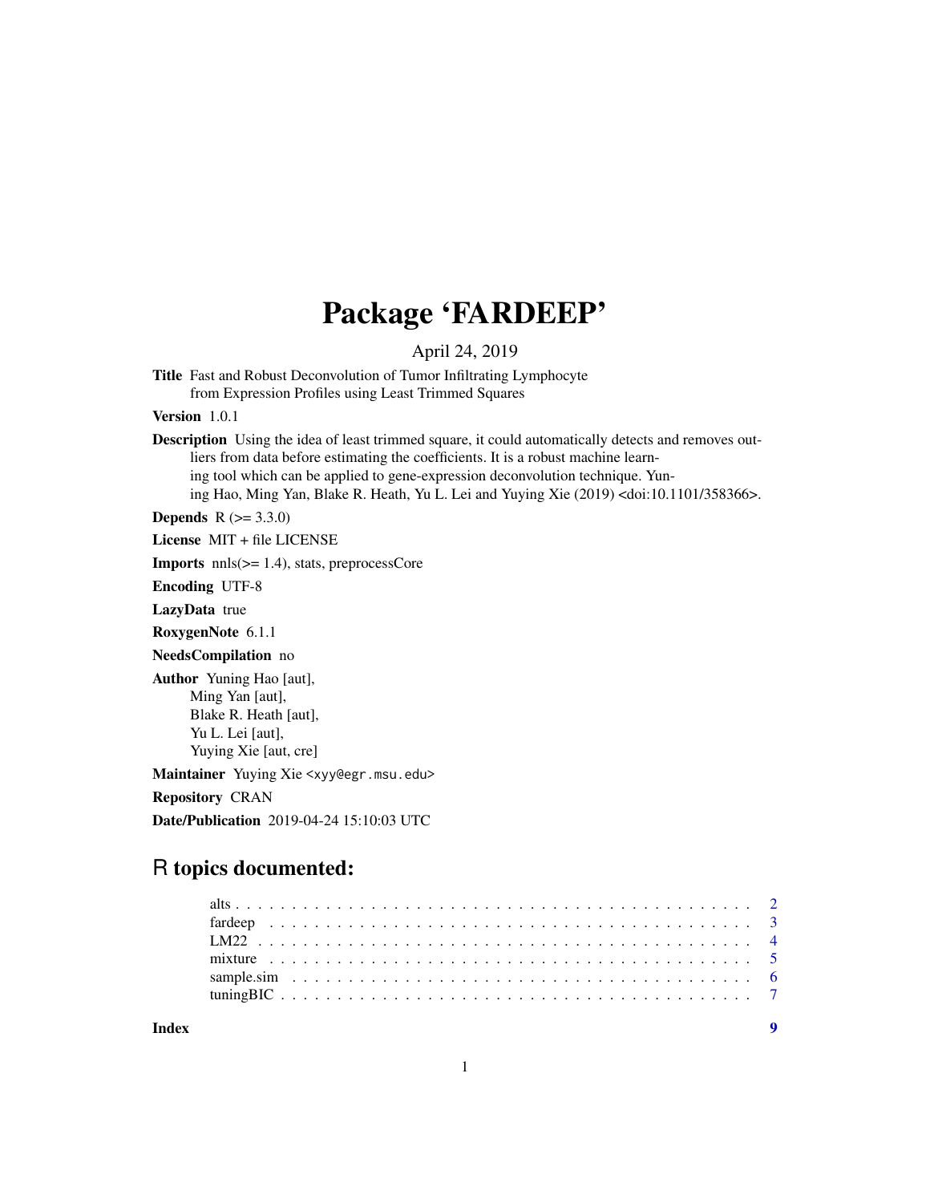# Package 'FARDEEP'

April 24, 2019

**Title** Fast and Robust Deconvolution of Tumor Infiltrating Lymphocyte from Expression Profiles using Least Trimmed Squares

**Version** 1.0.1

**Description** Using the idea of least trimmed square, it could automatically detects and removes outliers from data before estimating the coefficients. It is a robust machine learning tool which can be applied to gene-expression deconvolution technique. Yuning Hao, Ming Yan, Blake R. Heath, Yu L. Lei and Yuying Xie (2019) <doi:10.1101/358366>.

**Depends** R (>= 3.3.0)

**License** MIT + file LICENSE

**Imports** nnls(>= 1.4), stats, preprocessCore

**Encoding** UTF-8

**LazyData** true

**RoxygenNote** 6.1.1

**NeedsCompilation** no

**Author** Yuning Hao [aut],
Ming Yan [aut],
Blake R. Heath [aut],
Yu L. Lei [aut],
Yuying Xie [aut, cre]

**Maintainer** Yuying Xie <xyy@egr.msu.edu>

**Repository** CRAN

**Date/Publication** 2019-04-24 15:10:03 UTC

## R topics documented:

- alts . . . . . . . . . . . . . . . . . . . . . . . . . . . . . . . . . . . . . . . . . . . 2
- fardeep . . . . . . . . . . . . . . . . . . . . . . . . . . . . . . . . . . . . . . . . . 3
- LM22 . . . . . . . . . . . . . . . . . . . . . . . . . . . . . . . . . . . . . . . . . . 4
- mixture . . . . . . . . . . . . . . . . . . . . . . . . . . . . . . . . . . . . . . . . . 5
- sample.sim . . . . . . . . . . . . . . . . . . . . . . . . . . . . . . . . . . . . . . . 6
- tuningBIC . . . . . . . . . . . . . . . . . . . . . . . . . . . . . . . . . . . . . . . . 7

**Index** 9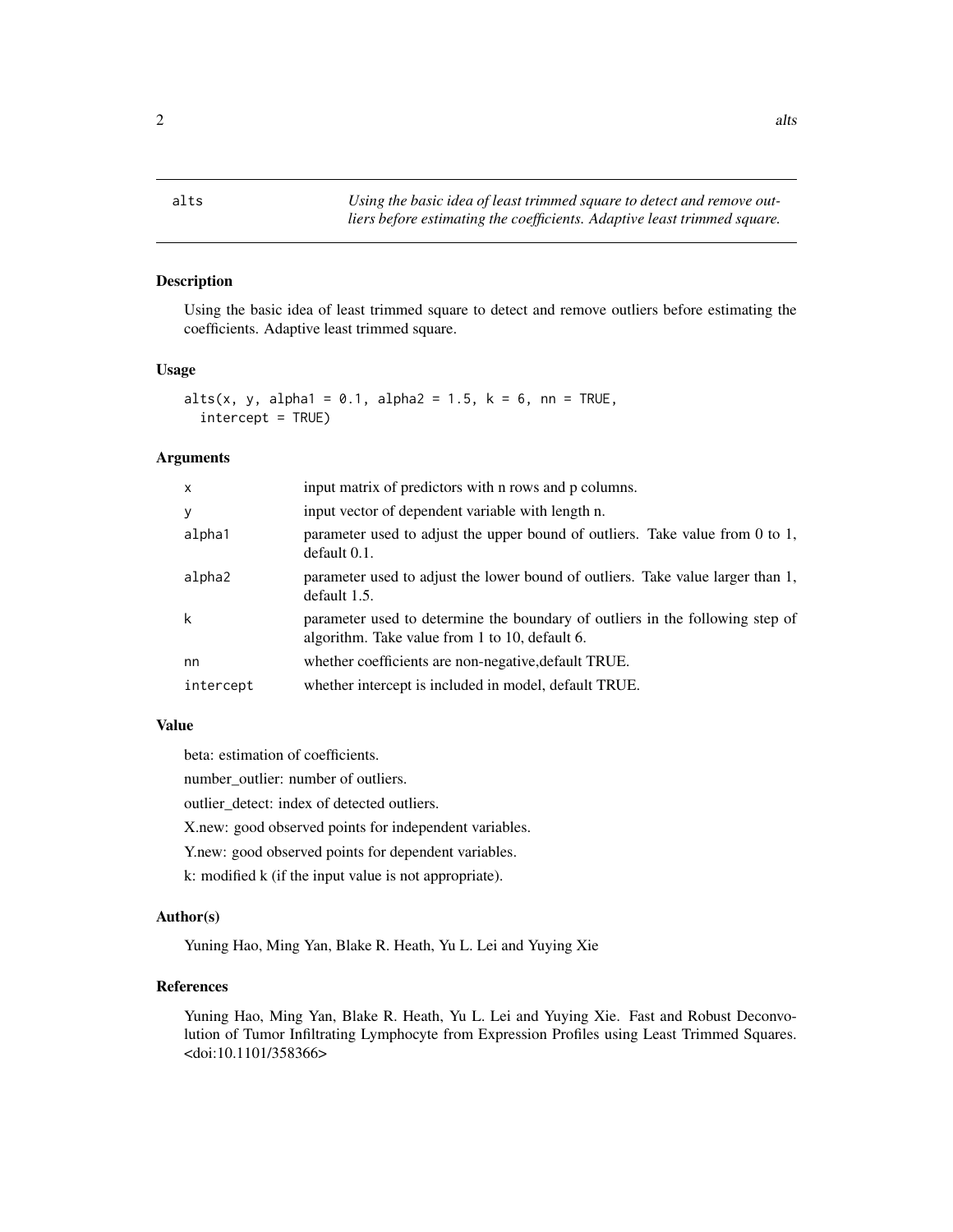`alts` *Using the basic idea of least trimmed square to detect and remove outliers before estimating the coefficients. Adaptive least trimmed square.*

---

### Description

Using the basic idea of least trimmed square to detect and remove outliers before estimating the coefficients. Adaptive least trimmed square.

### Usage

```
alts(x, y, alpha1 = 0.1, alpha2 = 1.5, k = 6, nn = TRUE,
  intercept = TRUE)
```

### Arguments

| | |
|---|---|
| x | input matrix of predictors with n rows and p columns. |
| y | input vector of dependent variable with length n. |
| alpha1 | parameter used to adjust the upper bound of outliers. Take value from 0 to 1, default 0.1. |
| alpha2 | parameter used to adjust the lower bound of outliers. Take value larger than 1, default 1.5. |
| k | parameter used to determine the boundary of outliers in the following step of algorithm. Take value from 1 to 10, default 6. |
| nn | whether coefficients are non-negative,default TRUE. |
| intercept | whether intercept is included in model, default TRUE. |

### Value

beta: estimation of coefficients.

number_outlier: number of outliers.

outlier_detect: index of detected outliers.

X.new: good observed points for independent variables.

Y.new: good observed points for dependent variables.

k: modified k (if the input value is not appropriate).

### Author(s)

Yuning Hao, Ming Yan, Blake R. Heath, Yu L. Lei and Yuying Xie

### References

Yuning Hao, Ming Yan, Blake R. Heath, Yu L. Lei and Yuying Xie. Fast and Robust Deconvolution of Tumor Infiltrating Lymphocyte from Expression Profiles using Least Trimmed Squares. <doi:10.1101/358366>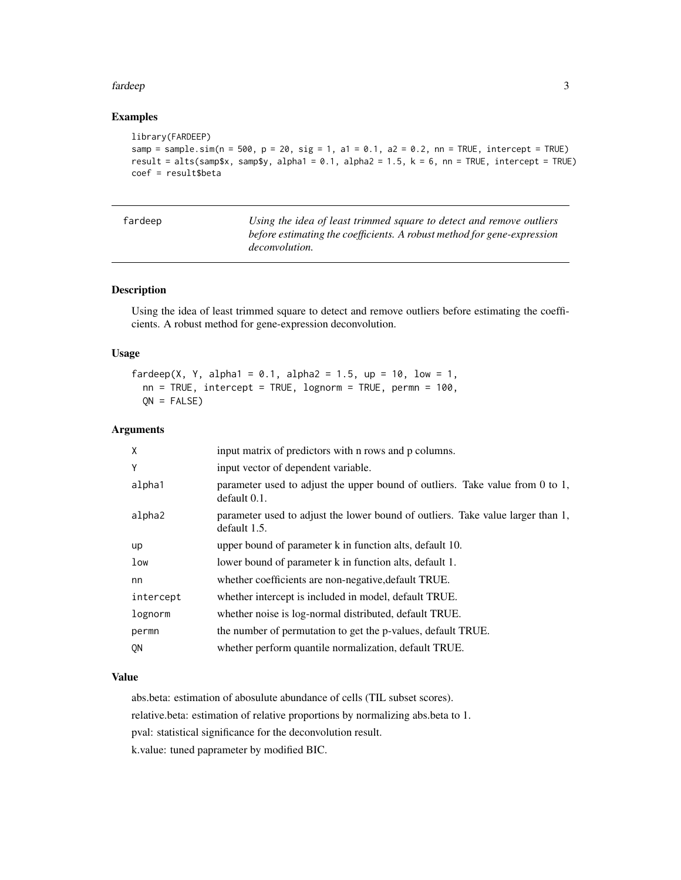## Examples

```
library(FARDEEP)
samp = sample.sim(n = 500, p = 20, sig = 1, a1 = 0.1, a2 = 0.2, nn = TRUE, intercept = TRUE)
result = alts(samp$x, samp$y, alpha1 = 0.1, alpha2 = 1.5, k = 6, nn = TRUE, intercept = TRUE)
coef = result$beta
```

---

| fardeep | *Using the idea of least trimmed square to detect and remove outliers before estimating the coefficients. A robust method for gene-expression deconvolution.* |
|---|---|

---

## Description

Using the idea of least trimmed square to detect and remove outliers before estimating the coefficients. A robust method for gene-expression deconvolution.

## Usage

```
fardeep(X, Y, alpha1 = 0.1, alpha2 = 1.5, up = 10, low = 1,
  nn = TRUE, intercept = TRUE, lognorm = TRUE, permn = 100,
  QN = FALSE)
```

## Arguments

| | |
|---|---|
| X | input matrix of predictors with n rows and p columns. |
| Y | input vector of dependent variable. |
| alpha1 | parameter used to adjust the upper bound of outliers. Take value from 0 to 1, default 0.1. |
| alpha2 | parameter used to adjust the lower bound of outliers. Take value larger than 1, default 1.5. |
| up | upper bound of parameter k in function alts, default 10. |
| low | lower bound of parameter k in function alts, default 1. |
| nn | whether coefficients are non-negative,default TRUE. |
| intercept | whether intercept is included in model, default TRUE. |
| lognorm | whether noise is log-normal distributed, default TRUE. |
| permn | the number of permutation to get the p-values, default TRUE. |
| QN | whether perform quantile normalization, default TRUE. |

## Value

abs.beta: estimation of abosulute abundance of cells (TIL subset scores).

relative.beta: estimation of relative proportions by normalizing abs.beta to 1.

pval: statistical significance for the deconvolution result.

k.value: tuned paprameter by modified BIC.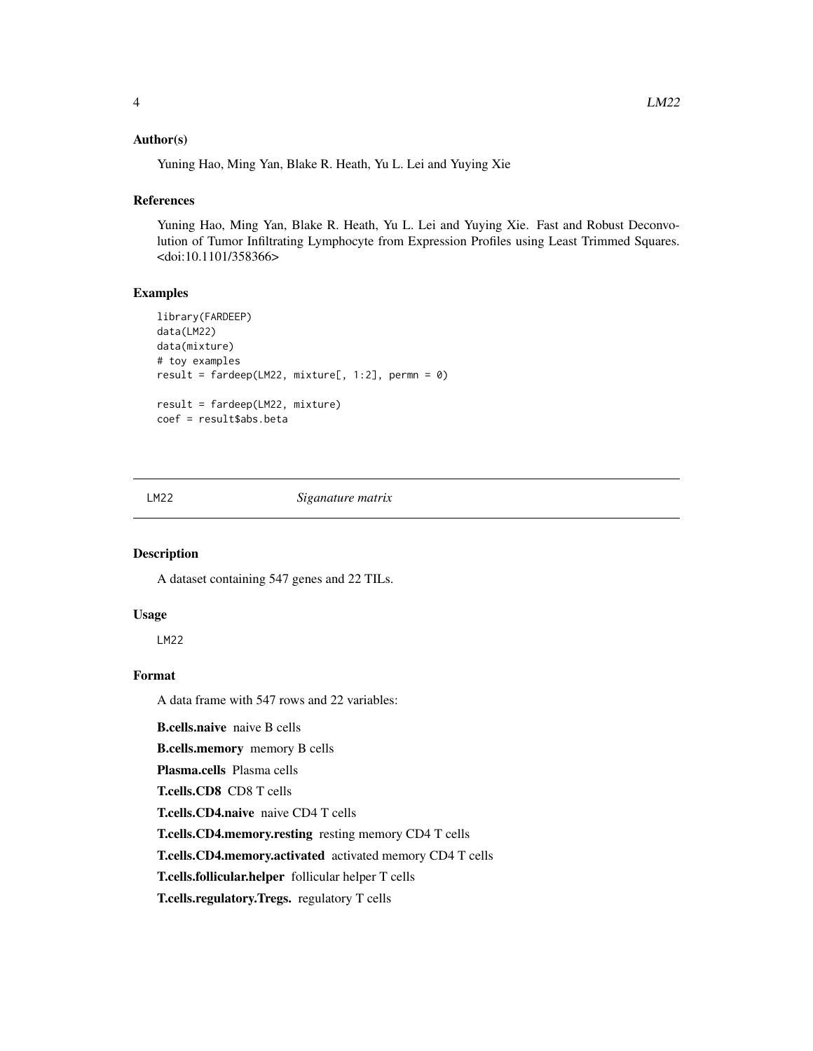### Author(s)

Yuning Hao, Ming Yan, Blake R. Heath, Yu L. Lei and Yuying Xie

### References

Yuning Hao, Ming Yan, Blake R. Heath, Yu L. Lei and Yuying Xie. Fast and Robust Deconvolution of Tumor Infiltrating Lymphocyte from Expression Profiles using Least Trimmed Squares. <doi:10.1101/358366>

### Examples

```
library(FARDEEP)
data(LM22)
data(mixture)
# toy examples
result = fardeep(LM22, mixture[, 1:2], permn = 0)

result = fardeep(LM22, mixture)
coef = result$abs.beta
```

---

## LM22 — *Siganature matrix*

---

### Description

A dataset containing 547 genes and 22 TILs.

### Usage

```
LM22
```

### Format

A data frame with 547 rows and 22 variables:

**B.cells.naive** naive B cells

**B.cells.memory** memory B cells

**Plasma.cells** Plasma cells

**T.cells.CD8** CD8 T cells

**T.cells.CD4.naive** naive CD4 T cells

**T.cells.CD4.memory.resting** resting memory CD4 T cells

**T.cells.CD4.memory.activated** activated memory CD4 T cells

**T.cells.follicular.helper** follicular helper T cells

**T.cells.regulatory.Tregs.** regulatory T cells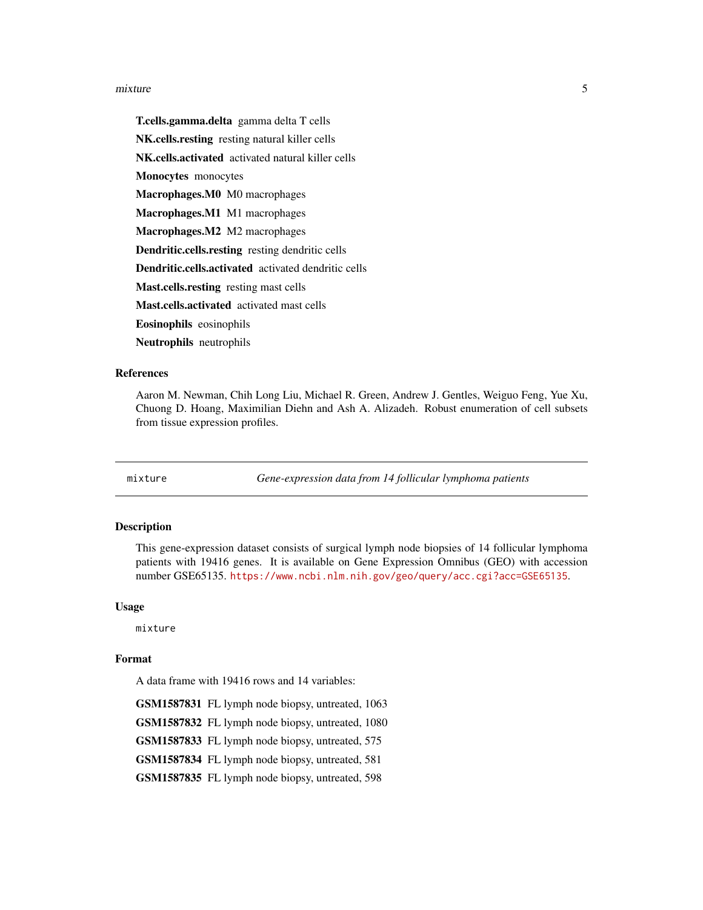**T.cells.gamma.delta** gamma delta T cells

**NK.cells.resting** resting natural killer cells

**NK.cells.activated** activated natural killer cells

**Monocytes** monocytes

**Macrophages.M0** M0 macrophages

**Macrophages.M1** M1 macrophages

**Macrophages.M2** M2 macrophages

**Dendritic.cells.resting** resting dendritic cells

**Dendritic.cells.activated** activated dendritic cells

**Mast.cells.resting** resting mast cells

**Mast.cells.activated** activated mast cells

**Eosinophils** eosinophils

**Neutrophils** neutrophils

### References

Aaron M. Newman, Chih Long Liu, Michael R. Green, Andrew J. Gentles, Weiguo Feng, Yue Xu, Chuong D. Hoang, Maximilian Diehn and Ash A. Alizadeh. Robust enumeration of cell subsets from tissue expression profiles.

---

## mixture — *Gene-expression data from 14 follicular lymphoma patients*

### Description

This gene-expression dataset consists of surgical lymph node biopsies of 14 follicular lymphoma patients with 19416 genes. It is available on Gene Expression Omnibus (GEO) with accession number GSE65135. https://www.ncbi.nlm.nih.gov/geo/query/acc.cgi?acc=GSE65135.

### Usage

```
mixture
```

### Format

A data frame with 19416 rows and 14 variables:

**GSM1587831** FL lymph node biopsy, untreated, 1063

**GSM1587832** FL lymph node biopsy, untreated, 1080

**GSM1587833** FL lymph node biopsy, untreated, 575

**GSM1587834** FL lymph node biopsy, untreated, 581

**GSM1587835** FL lymph node biopsy, untreated, 598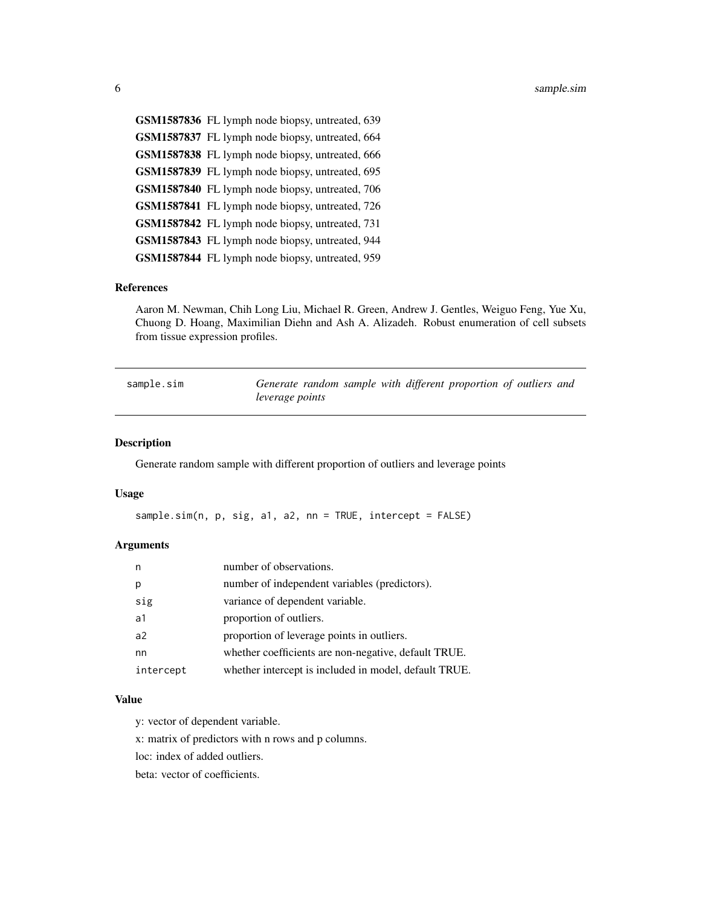| | |
|---|---|
| **GSM1587836** | FL lymph node biopsy, untreated, 639 |
| **GSM1587837** | FL lymph node biopsy, untreated, 664 |
| **GSM1587838** | FL lymph node biopsy, untreated, 666 |
| **GSM1587839** | FL lymph node biopsy, untreated, 695 |
| **GSM1587840** | FL lymph node biopsy, untreated, 706 |
| **GSM1587841** | FL lymph node biopsy, untreated, 726 |
| **GSM1587842** | FL lymph node biopsy, untreated, 731 |
| **GSM1587843** | FL lymph node biopsy, untreated, 944 |
| **GSM1587844** | FL lymph node biopsy, untreated, 959 |

### References

Aaron M. Newman, Chih Long Liu, Michael R. Green, Andrew J. Gentles, Weiguo Feng, Yue Xu, Chuong D. Hoang, Maximilian Diehn and Ash A. Alizadeh. Robust enumeration of cell subsets from tissue expression profiles.

---

## sample.sim — *Generate random sample with different proportion of outliers and leverage points*

### Description

Generate random sample with different proportion of outliers and leverage points

### Usage

```
sample.sim(n, p, sig, a1, a2, nn = TRUE, intercept = FALSE)
```

### Arguments

| | |
|---|---|
| n | number of observations. |
| p | number of independent variables (predictors). |
| sig | variance of dependent variable. |
| a1 | proportion of outliers. |
| a2 | proportion of leverage points in outliers. |
| nn | whether coefficients are non-negative, default TRUE. |
| intercept | whether intercept is included in model, default TRUE. |

### Value

y: vector of dependent variable.

x: matrix of predictors with n rows and p columns.

loc: index of added outliers.

beta: vector of coefficients.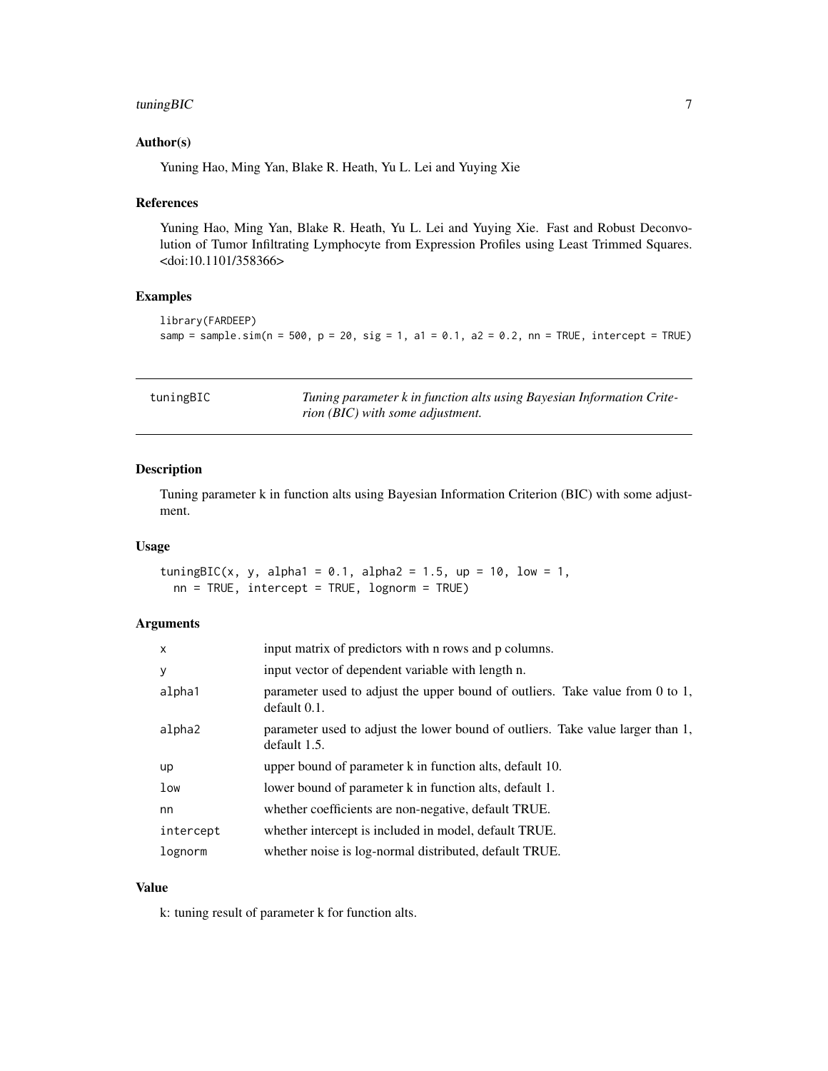## Author(s)

Yuning Hao, Ming Yan, Blake R. Heath, Yu L. Lei and Yuying Xie

## References

Yuning Hao, Ming Yan, Blake R. Heath, Yu L. Lei and Yuying Xie. Fast and Robust Deconvolution of Tumor Infiltrating Lymphocyte from Expression Profiles using Least Trimmed Squares. <doi:10.1101/358366>

## Examples

```
library(FARDEEP)
samp = sample.sim(n = 500, p = 20, sig = 1, a1 = 0.1, a2 = 0.2, nn = TRUE, intercept = TRUE)
```

---

# tuningBIC

*Tuning parameter k in function alts using Bayesian Information Criterion (BIC) with some adjustment.*

---

## Description

Tuning parameter k in function alts using Bayesian Information Criterion (BIC) with some adjustment.

## Usage

```
tuningBIC(x, y, alpha1 = 0.1, alpha2 = 1.5, up = 10, low = 1,
  nn = TRUE, intercept = TRUE, lognorm = TRUE)
```

## Arguments

| | |
|---|---|
| x | input matrix of predictors with n rows and p columns. |
| y | input vector of dependent variable with length n. |
| alpha1 | parameter used to adjust the upper bound of outliers. Take value from 0 to 1, default 0.1. |
| alpha2 | parameter used to adjust the lower bound of outliers. Take value larger than 1, default 1.5. |
| up | upper bound of parameter k in function alts, default 10. |
| low | lower bound of parameter k in function alts, default 1. |
| nn | whether coefficients are non-negative, default TRUE. |
| intercept | whether intercept is included in model, default TRUE. |
| lognorm | whether noise is log-normal distributed, default TRUE. |

## Value

k: tuning result of parameter k for function alts.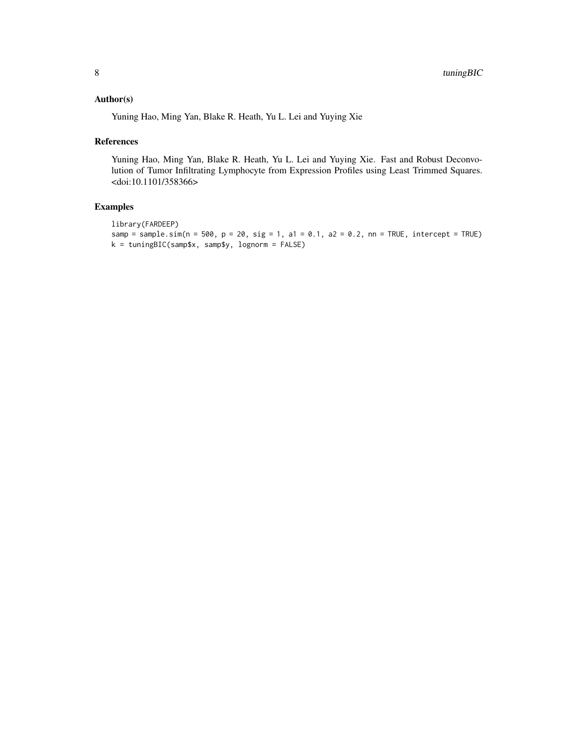## Author(s)

Yuning Hao, Ming Yan, Blake R. Heath, Yu L. Lei and Yuying Xie

## References

Yuning Hao, Ming Yan, Blake R. Heath, Yu L. Lei and Yuying Xie. Fast and Robust Deconvolution of Tumor Infiltrating Lymphocyte from Expression Profiles using Least Trimmed Squares. <doi:10.1101/358366>

## Examples

```
library(FARDEEP)
samp = sample.sim(n = 500, p = 20, sig = 1, a1 = 0.1, a2 = 0.2, nn = TRUE, intercept = TRUE)
k = tuningBIC(samp$x, samp$y, lognorm = FALSE)
```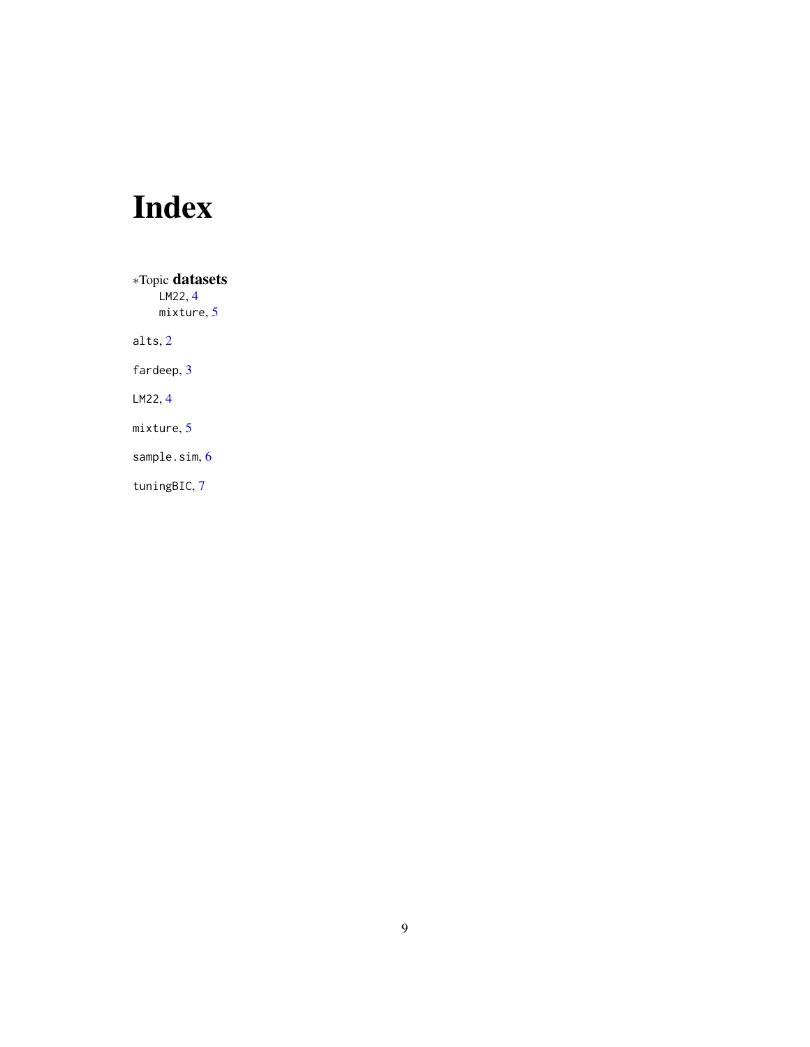# Index

∗Topic **datasets**

- LM22, 4
- mixture, 5

alts, 2

fardeep, 3

LM22, 4

mixture, 5

sample.sim, 6

tuningBIC, 7